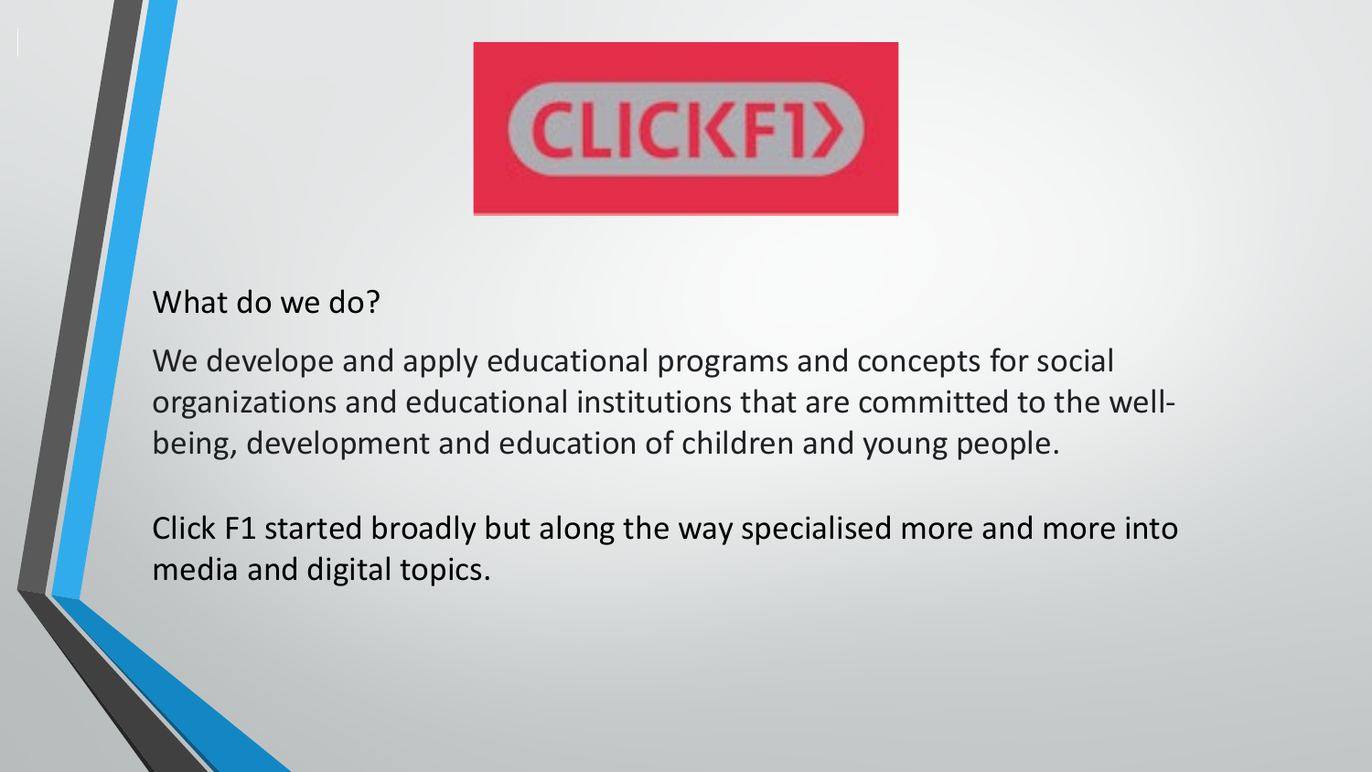CLICKF1

What do we do?

We develope and apply educational programs and concepts for social organizations and educational institutions that are committed to the well-being, development and education of children and young people.

Click F1 started broadly but along the way specialised more and more into media and digital topics.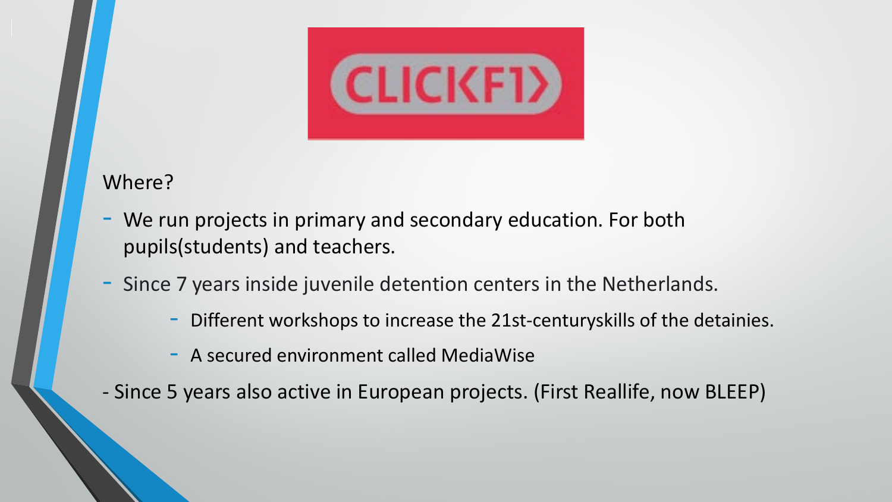CLICKF1

Where?

- We run projects in primary and secondary education. For both pupils(students) and teachers.
- Since 7 years inside juvenile detention centers in the Netherlands.
    - Different workshops to increase the 21st-centuryskills of the detainies.
    - A secured environment called MediaWise
- Since 5 years also active in European projects. (First Reallife, now BLEEP)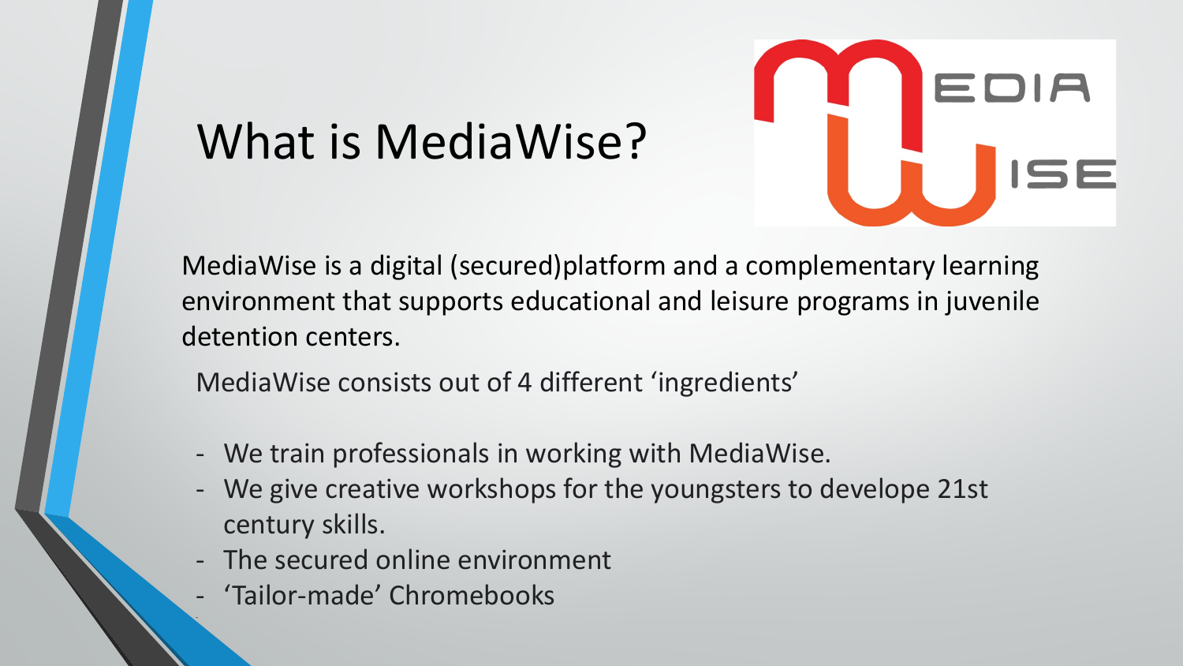# What is MediaWise?

MediaWise is a digital (secured)platform and a complementary learning environment that supports educational and leisure programs in juvenile detention centers.

MediaWise consists out of 4 different 'ingredients'

- We train professionals in working with MediaWise.
- We give creative workshops for the youngsters to develope 21st century skills.
- The secured online environment
- 'Tailor-made' Chromebooks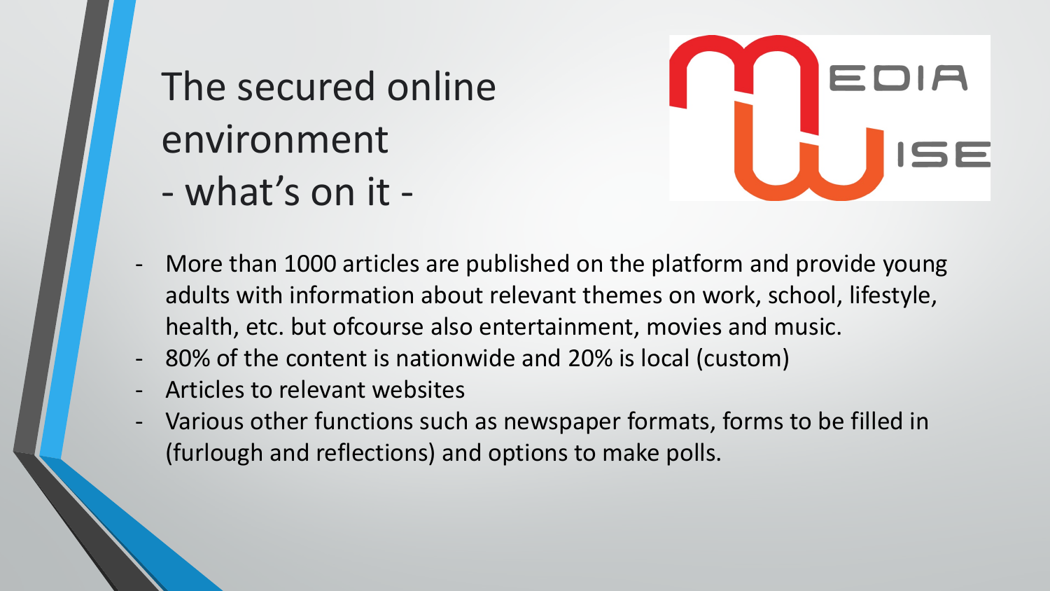# The secured online environment
# - what's on it -

MEDIA WISE

- More than 1000 articles are published on the platform and provide young adults with information about relevant themes on work, school, lifestyle, health, etc. but ofcourse also entertainment, movies and music.
- 80% of the content is nationwide and 20% is local (custom)
- Articles to relevant websites
- Various other functions such as newspaper formats, forms to be filled in (furlough and reflections) and options to make polls.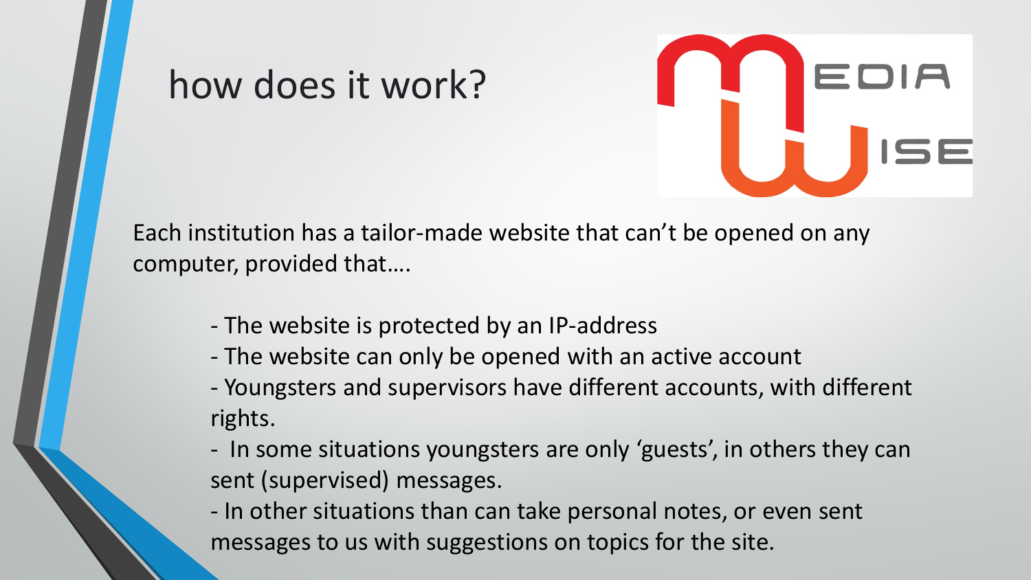# how does it work?

Each institution has a tailor-made website that can't be opened on any computer, provided that….

- The website is protected by an IP-address
- The website can only be opened with an active account
- Youngsters and supervisors have different accounts, with different rights.
- In some situations youngsters are only 'guests', in others they can sent (supervised) messages.
- In other situations than can take personal notes, or even sent messages to us with suggestions on topics for the site.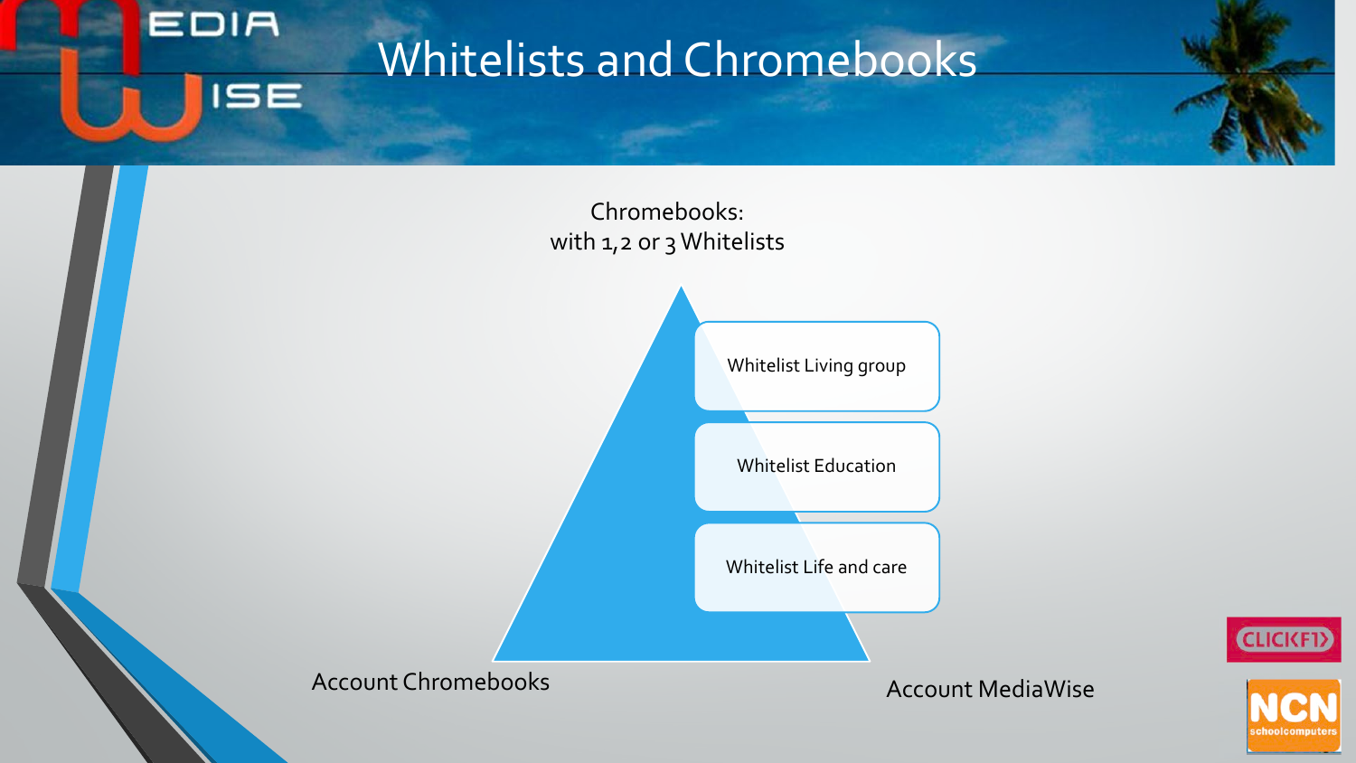# Whitelists and Chromebooks

Chromebooks:
with 1,2 or 3 Whitelists

- Whitelist Living group
- Whitelist Education
- Whitelist Life and care

Account Chromebooks

Account MediaWise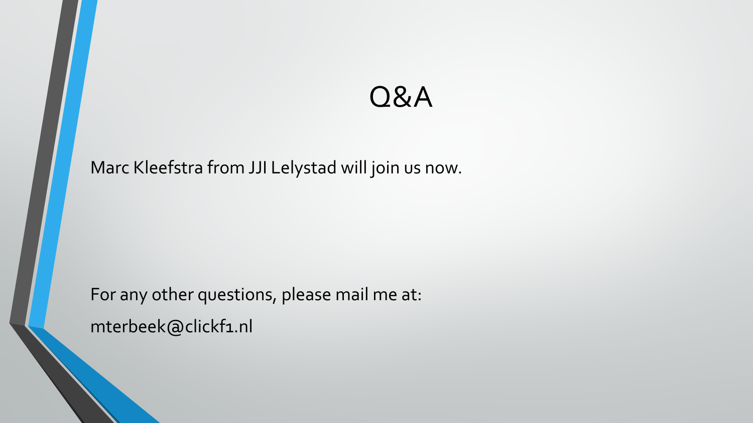# Q&A

Marc Kleefstra from JJI Lelystad will join us now.

For any other questions, please mail me at:

mterbeek@clickf1.nl